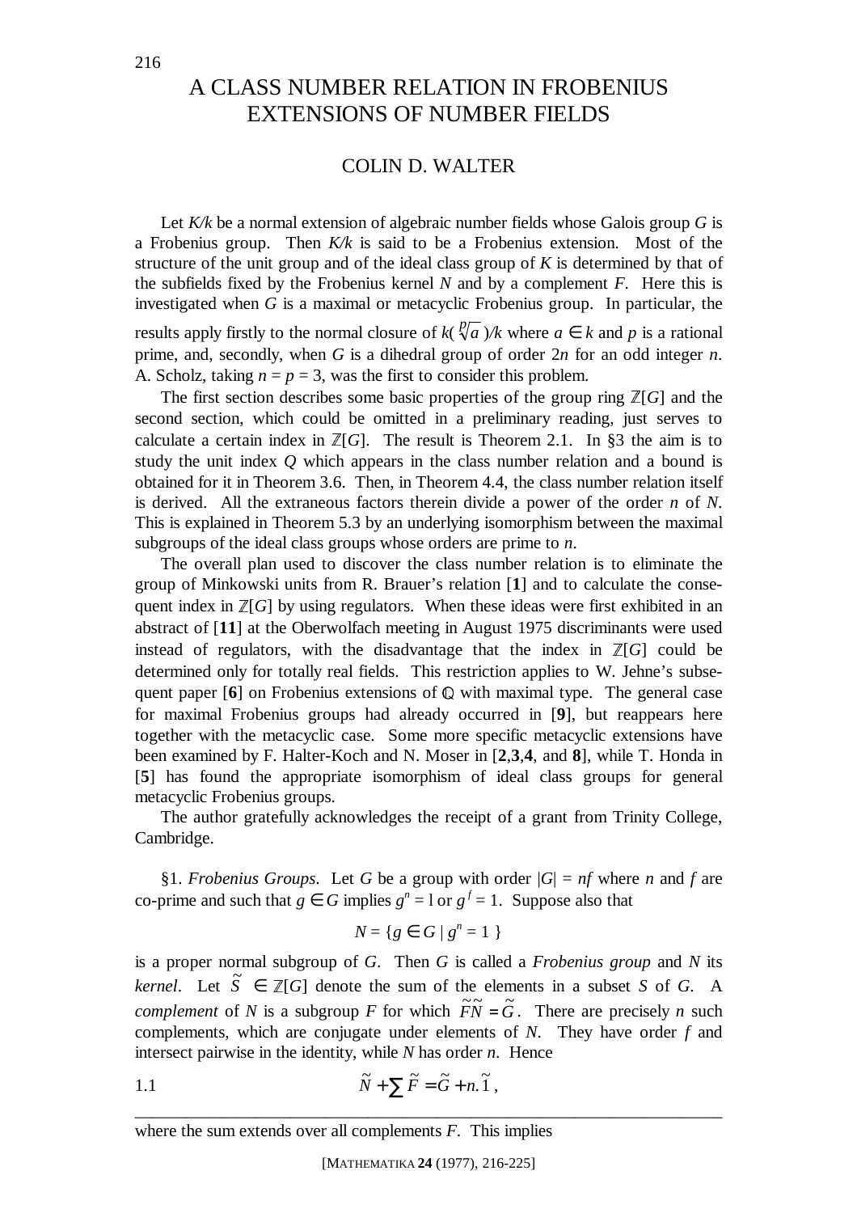# A CLASS NUMBER RELATION IN FROBENIUS EXTENSIONS OF NUMBER FIELDS

## COLIN D. WALTER

Let $K/k$ be a normal extension of algebraic number fields whose Galois group $G$ is a Frobenius group. Then $K/k$ is said to be a Frobenius extension. Most of the structure of the unit group and of the ideal class group of $K$ is determined by that of the subfields fixed by the Frobenius kernel $N$ and by a complement $F$. Here this is investigated when $G$ is a maximal or metacyclic Frobenius group. In particular, the results apply firstly to the normal closure of $k(\sqrt[p]{a})/k$ where $a \in k$ and $p$ is a rational prime, and, secondly, when $G$ is a dihedral group of order $2n$ for an odd integer $n$. A. Scholz, taking $n = p = 3$, was the first to consider this problem.

The first section describes some basic properties of the group ring $\mathbb{Z}[G]$ and the second section, which could be omitted in a preliminary reading, just serves to calculate a certain index in $\mathbb{Z}[G]$. The result is Theorem 2.1. In §3 the aim is to study the unit index $Q$ which appears in the class number relation and a bound is obtained for it in Theorem 3.6. Then, in Theorem 4.4, the class number relation itself is derived. All the extraneous factors therein divide a power of the order $n$ of $N$. This is explained in Theorem 5.3 by an underlying isomorphism between the maximal subgroups of the ideal class groups whose orders are prime to $n$.

The overall plan used to discover the class number relation is to eliminate the group of Minkowski units from R. Brauer's relation [**1**] and to calculate the consequent index in $\mathbb{Z}[G]$ by using regulators. When these ideas were first exhibited in an abstract of [**11**] at the Oberwolfach meeting in August 1975 discriminants were used instead of regulators, with the disadvantage that the index in $\mathbb{Z}[G]$ could be determined only for totally real fields. This restriction applies to W. Jehne's subsequent paper [**6**] on Frobenius extensions of $\mathbb{Q}$ with maximal type. The general case for maximal Frobenius groups had already occurred in [**9**], but reappears here together with the metacyclic case. Some more specific metacyclic extensions have been examined by F. Halter-Koch and N. Moser in [**2**,**3**,**4**, and **8**], while T. Honda in [**5**] has found the appropriate isomorphism of ideal class groups for general metacyclic Frobenius groups.

The author gratefully acknowledges the receipt of a grant from Trinity College, Cambridge.

§1. *Frobenius Groups*. Let $G$ be a group with order $|G| = nf$ where $n$ and $f$ are co-prime and such that $g \in G$ implies $g^n = 1$ or $g^f = 1$. Suppose also that

$$N = \{g \in G \mid g^n = 1\}$$

is a proper normal subgroup of $G$. Then $G$ is called a *Frobenius group* and $N$ its *kernel*. Let $\tilde{S} \in \mathbb{Z}[G]$ denote the sum of the elements in a subset $S$ of $G$. A *complement* of $N$ is a subgroup $F$ for which $\tilde{F}\tilde{N} = \tilde{G}$. There are precisely $n$ such complements, which are conjugate under elements of $N$. They have order $f$ and intersect pairwise in the identity, while $N$ has order $n$. Hence

$$1.1 \qquad \tilde{N} + \sum \tilde{F} = \tilde{G} + n.\tilde{1},$$

where the sum extends over all complements $F$. This implies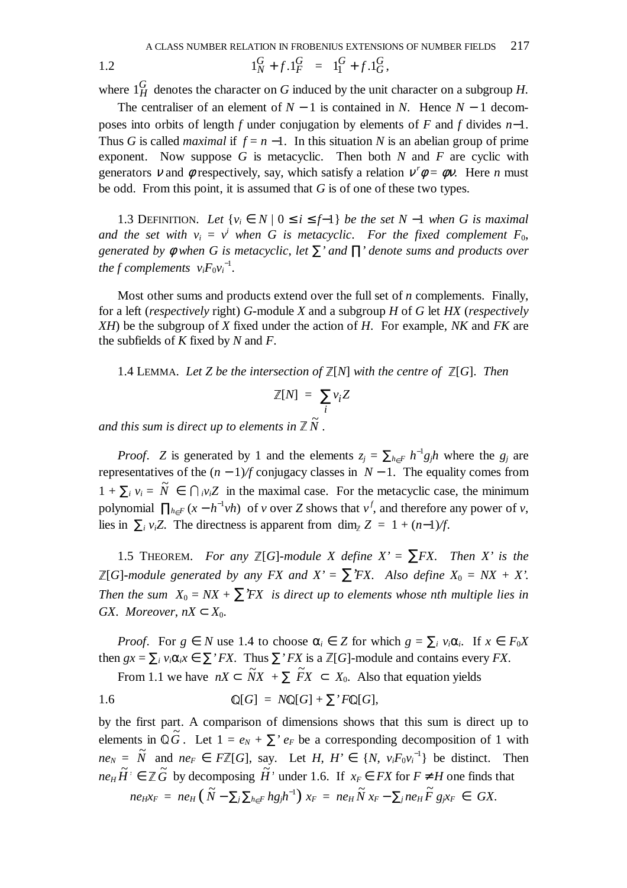$$1_N^G + f.1_F^G \;=\; 1_1^G + f.1_G^G, \tag{1.2}$$

where $1_H^G$ denotes the character on $G$ induced by the unit character on a subgroup $H$.

The centraliser of an element of $N - 1$ is contained in $N$. Hence $N - 1$ decomposes into orbits of length $f$ under conjugation by elements of $F$ and $f$ divides $n-1$. Thus $G$ is called *maximal* if $f = n - 1$. In this situation $N$ is an abelian group of prime exponent. Now suppose $G$ is metacyclic. Then both $N$ and $F$ are cyclic with generators $\nu$ and $\phi$ respectively, say, which satisfy a relation $\nu^r\phi = \phi\nu$. Here $n$ must be odd. From this point, it is assumed that $G$ is of one of these two types.

1.3 Definition. *Let $\{v_i \in N \mid 0 \le i \le f-1\}$ be the set $N - 1$ when $G$ is maximal and the set with $v_i = v^i$ when $G$ is metacyclic. For the fixed complement $F_0$, generated by $\phi$ when $G$ is metacyclic, let $\sum$' and $\prod$' denote sums and products over the $f$ complements $v_iF_0v_i^{-1}$.*

Most other sums and products extend over the full set of $n$ complements. Finally, for a left (*respectively* right) $G$-module $X$ and a subgroup $H$ of $G$ let $HX$ (*respectively* $XH$) be the subgroup of $X$ fixed under the action of $H$. For example, $NK$ and $FK$ are the subfields of $K$ fixed by $N$ and $F$.

1.4 Lemma. *Let $Z$ be the intersection of $\mathbb{Z}[N]$ with the centre of $\mathbb{Z}[G]$. Then*

$$\mathbb{Z}[N] \;=\; \sum_i v_i Z$$

*and this sum is direct up to elements in $\mathbb{Z}\tilde{N}$.*

*Proof*. $Z$ is generated by 1 and the elements $z_j = \sum_{h\in F} h^{-1}g_jh$ where the $g_j$ are representatives of the $(n-1)/f$ conjugacy classes in $N - 1$. The equality comes from $1 + \sum_i v_i = \tilde{N} \in \bigcap_i v_iZ$ in the maximal case. For the metacyclic case, the minimum polynomial $\prod_{h\in F}(x - h^{-1}vh)$ of $v$ over $Z$ shows that $v^f$, and therefore any power of $v$, lies in $\sum_i v_iZ$. The directness is apparent from $\dim_{\mathbb{Z}} Z = 1 + (n-1)/f$.

1.5 Theorem. *For any $\mathbb{Z}[G]$-module $X$ define $X' = \sum FX$. Then $X'$ is the $\mathbb{Z}[G]$-module generated by any $FX$ and $X' = \sum' FX$. Also define $X_0 = NX + X'$. Then the sum $X_0 = NX + \sum' FX$ is direct up to elements whose nth multiple lies in $GX$. Moreover, $nX \subset X_0$.*

*Proof*. For $g \in N$ use 1.4 to choose $\alpha_i \in Z$ for which $g = \sum_i v_i\alpha_i$. If $x \in F_0X$ then $gx = \sum_i v_i\alpha_ix \in \sum' FX$. Thus $\sum' FX$ is a $\mathbb{Z}[G]$-module and contains every $FX$.

From 1.1 we have $nX \subset \tilde{N}X + \sum \tilde{F}X \subset X_0$. Also that equation yields

$$\mathbb{Q}[G] \;=\; N\mathbb{Q}[G] + \textstyle\sum' F\mathbb{Q}[G], \tag{1.6}$$

by the first part. A comparison of dimensions shows that this sum is direct up to elements in $\mathbb{Q}\tilde{G}$. Let $1 = e_N + \sum' e_F$ be a corresponding decomposition of 1 with $ne_N = \tilde{N}$ and $ne_F \in F\mathbb{Z}[G]$, say. Let $H, H' \in \{N, v_iF_0v_i^{-1}\}$ be distinct. Then $ne_H\tilde{H}' \in \mathbb{Z}\tilde{G}$ by decomposing $\tilde{H}'$ under 1.6. If $x_F \in FX$ for $F \ne H$ one finds that

$$ne_Hx_F \;=\; ne_H\left(\tilde{N} - \textstyle\sum_j\sum_{h\in F} hg_jh^{-1}\right)x_F \;=\; ne_H\tilde{N}\,x_F - \textstyle\sum_j ne_H\tilde{F}\,g_jx_F \;\in\; GX.$$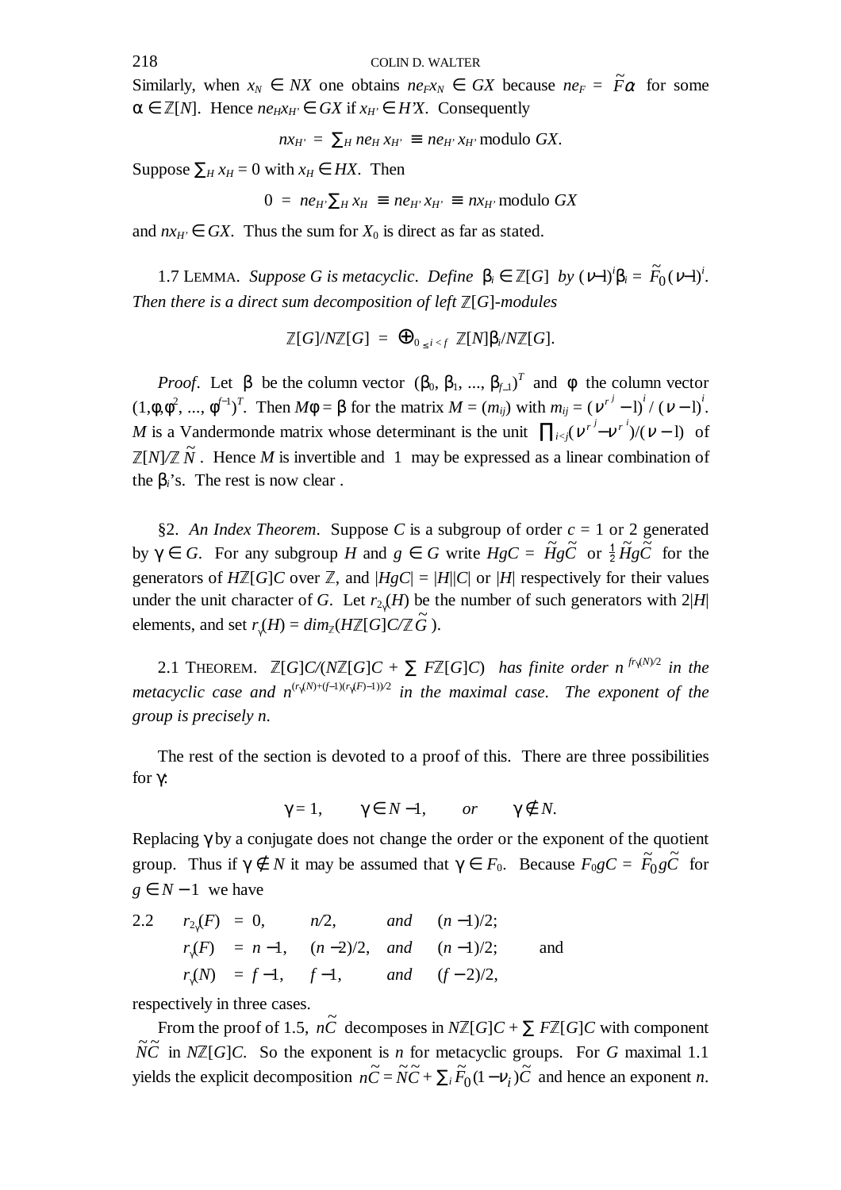Similarly, when $x_N \in NX$ one obtains $ne_F x_N \in GX$ because $ne_F = \tilde{F}\alpha$ for some $\alpha \in \mathbb{Z}[N]$. Hence $ne_H x_{H'} \in GX$ if $x_{H'} \in H'X$. Consequently

$$nx_{H'} = \sum_H ne_H\, x_{H'} \equiv ne_{H'}\, x_{H'} \text{ modulo } GX.$$

Suppose $\sum_H x_H = 0$ with $x_H \in HX$. Then

$$0 = ne_{H'} \sum_H x_H \equiv ne_{H'}\, x_{H'} \equiv nx_{H'} \text{ modulo } GX$$

and $nx_{H'} \in GX$. Thus the sum for $X_0$ is direct as far as stated.

1.7 Lemma. *Suppose $G$ is metacyclic. Define $\beta_i \in \mathbb{Z}[G]$ by $(\nu - 1)^i \beta_i = \tilde{F}_0 (\nu - 1)^i$. Then there is a direct sum decomposition of left $\mathbb{Z}[G]$-modules*

$$\mathbb{Z}[G]/N\mathbb{Z}[G] = \bigoplus_{0 \le i < f} \mathbb{Z}[N]\beta_i / N\mathbb{Z}[G].$$

*Proof*. Let $\beta$ be the column vector $(\beta_0, \beta_1, \ldots, \beta_{f-1})^T$ and $\phi$ the column vector $(1, \phi, \phi^2, \ldots, \phi^{f-1})^T$. Then $M\phi = \beta$ for the matrix $M = (m_{ij})$ with $m_{ij} = (\nu^{r^j} - 1)^i / (\nu - 1)^i$. $M$ is a Vandermonde matrix whose determinant is the unit $\prod_{i<j} (\nu^{r^j} - \nu^{r^i})/(\nu - 1)$ of $\mathbb{Z}[N]/\mathbb{Z}\tilde{N}$. Hence $M$ is invertible and 1 may be expressed as a linear combination of the $\beta_i$'s. The rest is now clear .

§2. *An Index Theorem*. Suppose $C$ is a subgroup of order $c = 1$ or 2 generated by $\gamma \in G$. For any subgroup $H$ and $g \in G$ write $HgC = \tilde{H}g\tilde{C}$ or $\frac{1}{2}\tilde{H}g\tilde{C}$ for the generators of $H\mathbb{Z}[G]C$ over $\mathbb{Z}$, and $|HgC| = |H||C|$ or $|H|$ respectively for their values under the unit character of $G$. Let $r_{2\gamma}(H)$ be the number of such generators with $2|H|$ elements, and set $r_\gamma(H) = \dim_{\mathbb{Z}}(H\mathbb{Z}[G]C/\mathbb{Z}\tilde{G})$.

2.1 Theorem. *$\mathbb{Z}[G]C/(N\mathbb{Z}[G]C + \sum F\mathbb{Z}[G]C)$ has finite order $n^{fr_\gamma(N)/2}$ in the metacyclic case and $n^{(r_\gamma(N)+(f-1)(r_\gamma(F)-1))/2}$ in the maximal case. The exponent of the group is precisely $n$.*

The rest of the section is devoted to a proof of this. There are three possibilities for $\gamma$:

$$\gamma = 1, \qquad \gamma \in N - 1, \qquad or \qquad \gamma \notin N.$$

Replacing $\gamma$ by a conjugate does not change the order or the exponent of the quotient group. Thus if $\gamma \notin N$ it may be assumed that $\gamma \in F_0$. Because $F_0 gC = \tilde{F}_0 g\tilde{C}$ for $g \in N - 1$ we have

2.2

$$\begin{array}{llll} r_{2\gamma}(F) = 0, & n/2, & \textit{and} & (n-1)/2; \\ r_\gamma(F) = n-1, & (n-2)/2, & \textit{and} & (n-1)/2; \quad \text{and} \\ r_\gamma(N) = f-1, & f-1, & \textit{and} & (f-2)/2, \end{array}$$

respectively in three cases.

From the proof of 1.5, $n\tilde{C}$ decomposes in $N\mathbb{Z}[G]C + \sum F\mathbb{Z}[G]C$ with component $\tilde{N}\tilde{C}$ in $N\mathbb{Z}[G]C$. So the exponent is $n$ for metacyclic groups. For $G$ maximal 1.1 yields the explicit decomposition $n\tilde{C} = \tilde{N}\tilde{C} + \sum_i \tilde{F}_0(1 - \nu_i)\tilde{C}$ and hence an exponent $n$.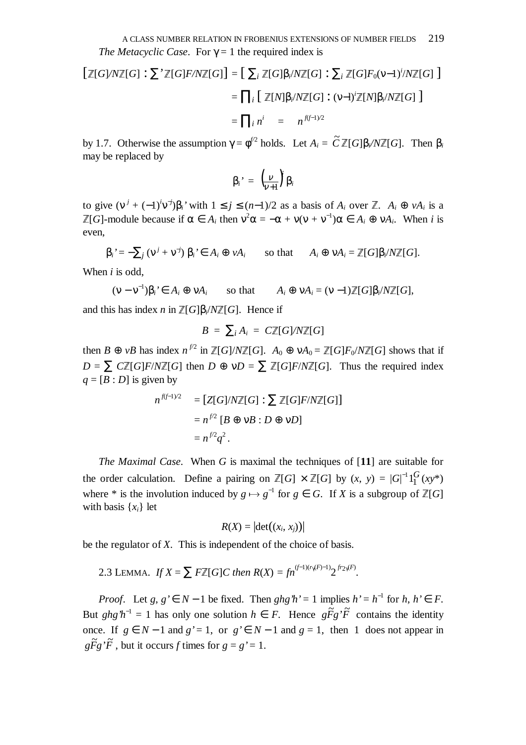*The Metacyclic Case*. For $\gamma = 1$ the required index is

$$\begin{aligned}
[\mathbb{Z}[G]/N\mathbb{Z}[G] : \textstyle\sum{}' \mathbb{Z}[G]F/N\mathbb{Z}[G]] &= [\textstyle\sum_i \mathbb{Z}[G]\beta_i/N\mathbb{Z}[G] : \sum_i \mathbb{Z}[G]F_0(\nu - 1)^i/N\mathbb{Z}[G]] \\
&= \textstyle\prod_i [\mathbb{Z}[N]\beta_i/N\mathbb{Z}[G] : (\nu - 1)^i \mathbb{Z}[N]\beta_i/N\mathbb{Z}[G]] \\
&= \textstyle\prod_i n^i \quad = \quad n^{f(f-1)/2}
\end{aligned}$$

by 1.7. Otherwise the assumption $\gamma = \phi^{f/2}$ holds. Let $A_i = \tilde{C}\,\mathbb{Z}[G]\beta_i/N\mathbb{Z}[G]$. Then $\beta_i$ may be replaced by

$$\beta_i' = \left(\frac{\nu}{\nu + 1}\right)^i \beta_i$$

to give $(\nu^j + (-1)^i \nu^{-j})\beta_i'$ with $1 \le j \le (n-1)/2$ as a basis of $A_i$ over $\mathbb{Z}$. $A_i \oplus \nu A_i$ is a $\mathbb{Z}[G]$-module because if $\alpha \in A_i$ then $\nu^2\alpha = -\alpha + \nu(\nu + \nu^{-1})\alpha \in A_i \oplus \nu A_i$. When $i$ is even,

$$\beta_i' = -\textstyle\sum_j (\nu^j + \nu^{-j})\,\beta_i' \in A_i \oplus \nu A_i \qquad \text{so that} \qquad A_i \oplus \nu A_i = \mathbb{Z}[G]\beta_i/N\mathbb{Z}[G].$$

When $i$ is odd,

$$(\nu - \nu^{-1})\beta_i' \in A_i \oplus \nu A_i \qquad \text{so that} \qquad A_i \oplus \nu A_i = (\nu - 1)\mathbb{Z}[G]\beta_i/N\mathbb{Z}[G],$$

and this has index $n$ in $\mathbb{Z}[G]\beta_i/N\mathbb{Z}[G]$. Hence if

$$B = \textstyle\sum_i A_i = C\mathbb{Z}[G]/N\mathbb{Z}[G]$$

then $B \oplus \nu B$ has index $n^{f/2}$ in $\mathbb{Z}[G]/N\mathbb{Z}[G]$. $A_0 \oplus \nu A_0 = \mathbb{Z}[G]F_0/N\mathbb{Z}[G]$ shows that if $D = \sum C\mathbb{Z}[G]F/N\mathbb{Z}[G]$ then $D \oplus \nu D = \sum \mathbb{Z}[G]F/N\mathbb{Z}[G]$. Thus the required index $q = [B : D]$ is given by

$$\begin{aligned}
n^{f(f-1)/2} &= [\mathbb{Z}[G]/N\mathbb{Z}[G] : \textstyle\sum \mathbb{Z}[G]F/N\mathbb{Z}[G]] \\
&= n^{f/2}\,[B \oplus \nu B : D \oplus \nu D] \\
&= n^{f/2} q^2 .
\end{aligned}$$

*The Maximal Case*. When $G$ is maximal the techniques of [**11**] are suitable for the order calculation. Define a pairing on $\mathbb{Z}[G] \times \mathbb{Z}[G]$ by $(x, y) = |G|^{-1} 1_1^G(xy^*)$ where $*$ is the involution induced by $g \mapsto g^{-1}$ for $g \in G$. If $X$ is a subgroup of $\mathbb{Z}[G]$ with basis $\{x_i\}$ let

$$R(X) = |\det((x_i, x_j))|$$

be the regulator of $X$. This is independent of the choice of basis.

2.3 Lemma. *If* $X = \sum F\mathbb{Z}[G]C$ *then* $R(X) = fn^{(f-1)(r_\gamma(F)-1)} 2^{fr_2\gamma(F)}$.

*Proof*. Let $g, g' \in N - 1$ be fixed. Then $ghg'h' = 1$ implies $h' = h^{-1}$ for $h, h' \in F$. But $ghg'h^{-1} = 1$ has only one solution $h \in F$. Hence $g\tilde{F}g'\tilde{F}$ contains the identity once. If $g \in N - 1$ and $g' = 1$, or $g' \in N - 1$ and $g = 1$, then 1 does not appear in $g\tilde{F}g'\tilde{F}$, but it occurs $f$ times for $g = g' = 1$.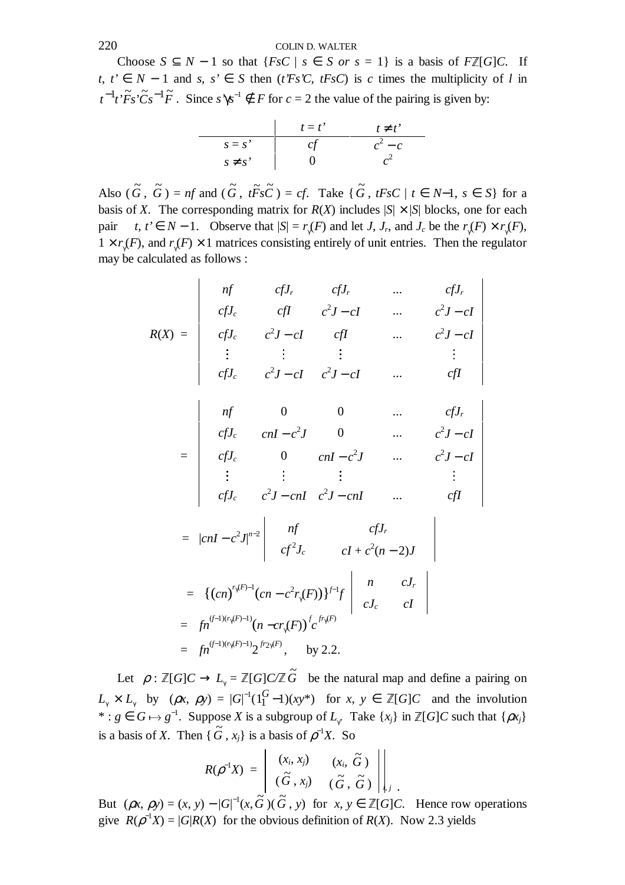Choose $S \subseteq N-1$ so that $\{FsC \mid s \in S \text{ or } s = 1\}$ is a basis of $F\mathbb{Z}[G]C$. If $t, t' \in N-1$ and $s, s' \in S$ then $(t'Fs'C, tFsC)$ is $c$ times the multiplicity of $l$ in $t^{-1}t'\tilde{F}s'\tilde{C}s^{-1}\tilde{F}$. Since $s's^{-1} \notin F$ for $c = 2$ the value of the pairing is given by:

| | $t = t'$ | $t \neq t'$ |
|---|---|---|
| $s = s'$ | $cf$ | $c^2 - c$ |
| $s \neq s'$ | $0$ | $c^2$ |

Also $(\tilde{G}, \tilde{G}) = nf$ and $(\tilde{G}, t\tilde{F}s\tilde{C}) = cf$. Take $\{\tilde{G}, tFsC \mid t \in N-1, s \in S\}$ for a basis of $X$. The corresponding matrix for $R(X)$ includes $|S| \times |S|$ blocks, one for each pair $t, t' \in N-1$. Observe that $|S| = r_\gamma(F)$ and let $J$, $J_r$, and $J_c$ be the $r_\gamma(F) \times r_\gamma(F)$, $1 \times r_\gamma(F)$, and $r_\gamma(F) \times 1$ matrices consisting entirely of unit entries. Then the regulator may be calculated as follows :

$$
R(X) = \begin{vmatrix}
nf & cfJ_r & cfJ_r & \cdots & cfJ_r \\
cfJ_c & cfI & c^2J - cI & \cdots & c^2J - cI \\
cfJ_c & c^2J - cI & cfI & \cdots & c^2J - cI \\
\vdots & \vdots & \vdots & & \vdots \\
cfJ_c & c^2J - cI & c^2J - cI & \cdots & cfI
\end{vmatrix}
$$

$$
= \begin{vmatrix}
nf & 0 & 0 & \cdots & cfJ_r \\
cfJ_c & cnI - c^2J & 0 & \cdots & c^2J - cI \\
cfJ_c & 0 & cnI - c^2J & \cdots & c^2J - cI \\
\vdots & \vdots & \vdots & & \vdots \\
cfJ_c & c^2J - cnI & c^2J - cnI & \cdots & cfI
\end{vmatrix}
$$

$$
= |cnI - c^2J|^{n-2} \begin{vmatrix}
nf & cfJ_r \\
cf^2J_c & cI + c^2(n-2)J
\end{vmatrix}
$$

$$
= \{(cn)^{r_\gamma(F)-1}(cn - c^2 r_\gamma(F))\}^{f-1} f \begin{vmatrix}
n & cJ_r \\
cJ_c & cI
\end{vmatrix}
$$

$$
= fn^{(f-1)(r_\gamma(F)-1)}(n - cr_\gamma(F))^f c^{fr_\gamma(F)}
$$

$$
= fn^{(f-1)(r_\gamma(F)-1)} 2^{fr_2(F)}, \quad \text{by 2.2.}
$$

Let $\rho : \mathbb{Z}[G]C \to L_\gamma = \mathbb{Z}[G]C/\mathbb{Z}\tilde{G}$ be the natural map and define a pairing on $L_\gamma \times L_\gamma$ by $(\rho x, \rho y) = |G|^{-1}(1_1^G - 1)(xy^*)$ for $x, y \in \mathbb{Z}[G]C$ and the involution $* : g \in G \mapsto g^{-1}$. Suppose $X$ is a subgroup of $L_\gamma$. Take $\{x_j\}$ in $\mathbb{Z}[G]C$ such that $\{\rho x_j\}$ is a basis of $X$. Then $\{\tilde{G}, x_j\}$ is a basis of $\rho^{-1}X$. So

$$
R(\rho^{-1}X) = \left\| \begin{matrix} (x_i, x_j) & (x_i, \tilde{G}) \\ (\tilde{G}, x_j) & (\tilde{G}, \tilde{G}) \end{matrix} \right\|_{i,j}.
$$

But $(\rho x, \rho y) = (x, y) - |G|^{-1}(x, \tilde{G})(\tilde{G}, y)$ for $x, y \in \mathbb{Z}[G]C$. Hence row operations give $R(\rho^{-1}X) = |G|R(X)$ for the obvious definition of $R(X)$. Now 2.3 yields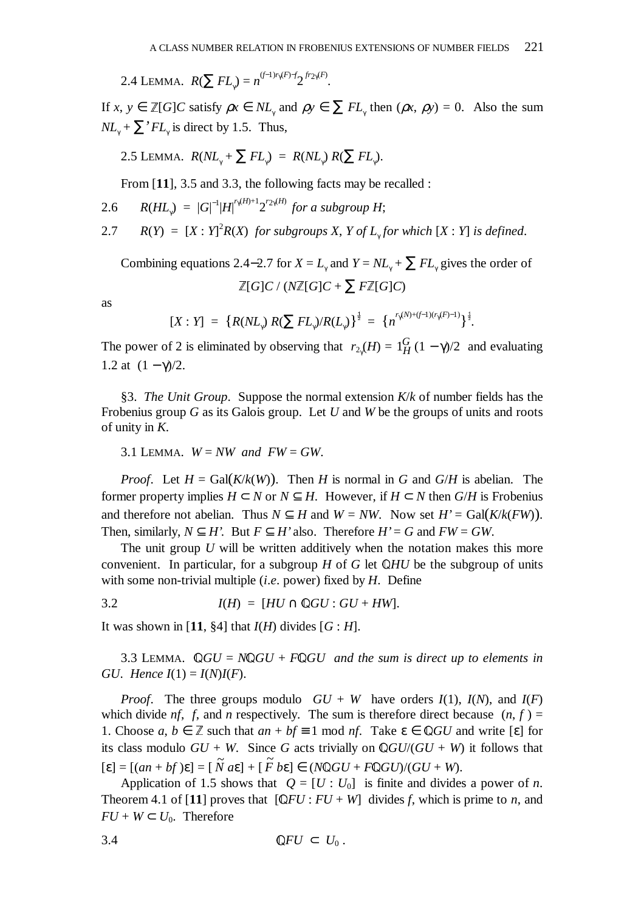2.4 LEMMA. $R(\sum FL_\gamma) = n^{(f-1)r_\gamma(F)-f}2^{fr_{2\gamma}(F)}$.

If $x, y \in \mathbb{Z}[G]C$ satisfy $\rho x \in NL_\gamma$ and $\rho y \in \sum FL_\gamma$ then $(\rho x, \rho y) = 0$. Also the sum $NL_\gamma + \sum' FL_\gamma$ is direct by 1.5. Thus,

2.5 LEMMA. $R(NL_\gamma + \sum FL_\gamma) = R(NL_\gamma)\,R(\sum FL_\gamma)$.

From [**11**], 3.5 and 3.3, the following facts may be recalled :

2.6 $\quad R(HL_\gamma) = |G|^{-1}|H|^{r_\gamma(H)+1}2^{r_{2\gamma}(H)}$ *for a subgroup* $H$;

2.7 $\quad R(Y) = [X : Y]^2 R(X)$ *for subgroups* $X$, $Y$ *of* $L_\gamma$ *for which* $[X : Y]$ *is defined*.

Combining equations 2.4–2.7 for $X = L_\gamma$ and $Y = NL_\gamma + \sum FL_\gamma$ gives the order of

$$\mathbb{Z}[G]C\,/\,(N\mathbb{Z}[G]C + \sum F\mathbb{Z}[G]C)$$

as

$$[X : Y] = \{R(NL_\gamma)\,R(\textstyle\sum FL_\gamma)/R(L_\gamma)\}^{\frac{1}{2}} = \{n^{r_\gamma(N)+(f-1)(r_\gamma(F)-1)}\}^{\frac{1}{2}}.$$

The power of 2 is eliminated by observing that $r_{2\gamma}(H) = 1_H^G(1-\gamma)/2$ and evaluating 1.2 at $(1-\gamma)/2$.

§3. *The Unit Group*. Suppose the normal extension $K/k$ of number fields has the Frobenius group $G$ as its Galois group. Let $U$ and $W$ be the groups of units and roots of unity in $K$.

3.1 LEMMA. $W = NW$ *and* $FW = GW$.

*Proof*. Let $H = \mathrm{Gal}(K/k(W))$. Then $H$ is normal in $G$ and $G/H$ is abelian. The former property implies $H \subset N$ or $N \subseteq H$. However, if $H \subset N$ then $G/H$ is Frobenius and therefore not abelian. Thus $N \subseteq H$ and $W = NW$. Now set $H' = \mathrm{Gal}(K/k(FW))$. Then, similarly, $N \subseteq H'$. But $F \subseteq H'$ also. Therefore $H' = G$ and $FW = GW$.

The unit group $U$ will be written additively when the notation makes this more convenient. In particular, for a subgroup $H$ of $G$ let $\mathbb{Q}HU$ be the subgroup of units with some non-trivial multiple (*i.e*. power) fixed by $H$. Define

3.2 $\quad I(H) = [HU \cap \mathbb{Q}GU : GU + HW]$.

It was shown in [**11**, §4] that $I(H)$ divides $[G : H]$.

3.3 LEMMA. $\mathbb{Q}GU = N\mathbb{Q}GU + F\mathbb{Q}GU$ *and the sum is direct up to elements in* $GU$. *Hence* $I(1) = I(N)I(F)$.

*Proof*. The three groups modulo $GU + W$ have orders $I(1)$, $I(N)$, and $I(F)$ which divide $nf$, $f$, and $n$ respectively. The sum is therefore direct because $(n, f) = 1$. Choose $a, b \in \mathbb{Z}$ such that $an + bf \equiv 1 \bmod nf$. Take $\varepsilon \in \mathbb{Q}GU$ and write $[\varepsilon]$ for its class modulo $GU + W$. Since $G$ acts trivially on $\mathbb{Q}GU/(GU + W)$ it follows that $[\varepsilon] = [(an + bf)\varepsilon] = [\tilde{N}a\varepsilon] + [\tilde{F}b\varepsilon] \in (N\mathbb{Q}GU + F\mathbb{Q}GU)/(GU + W)$.

Application of 1.5 shows that $Q = [U : U_0]$ is finite and divides a power of $n$. Theorem 4.1 of [**11**] proves that $[\mathbb{Q}FU : FU + W]$ divides $f$, which is prime to $n$, and $FU + W \subset U_0$. Therefore

3.4 $\quad \mathbb{Q}FU \subset U_0$.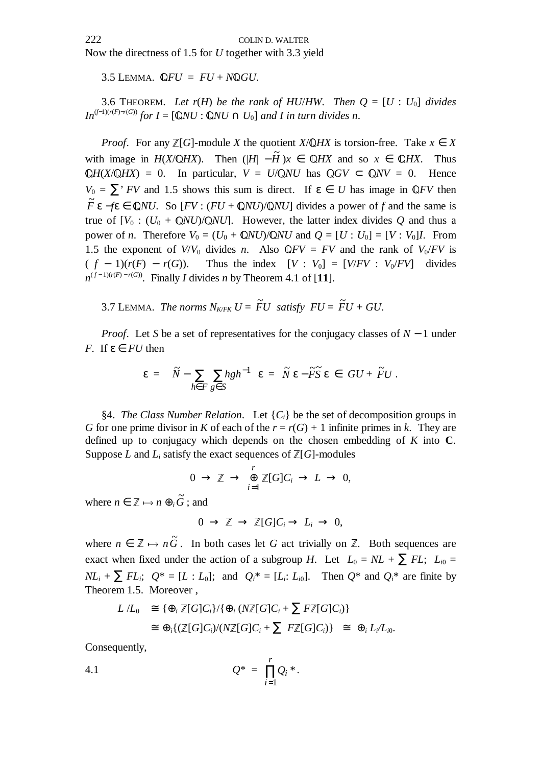Now the directness of 1.5 for $U$ together with 3.3 yield

3.5 LEMMA. $\mathbb{Q}FU = FU + N\mathbb{Q}GU$.

3.6 THEOREM. *Let $r(H)$ be the rank of $HU/HW$. Then $Q = [U : U_0]$ divides $In^{(f-1)(r(F)-r(G))}$ for $I = [\mathbb{Q}NU : \mathbb{Q}NU \cap U_0]$ and $I$ in turn divides $n$.*

*Proof*. For any $\mathbb{Z}[G]$-module $X$ the quotient $X/\mathbb{Q}HX$ is torsion-free. Take $x \in X$ with image in $H(X/\mathbb{Q}HX)$. Then $(|H| - \tilde{H})x \in \mathbb{Q}HX$ and so $x \in \mathbb{Q}HX$. Thus $\mathbb{Q}H(X/\mathbb{Q}HX) = 0$. In particular, $V = U/\mathbb{Q}NU$ has $\mathbb{Q}GV \subset \mathbb{Q}NV = 0$. Hence $V_0 = \sum' FV$ and 1.5 shows this sum is direct. If $\varepsilon \in U$ has image in $\mathbb{Q}FV$ then $\tilde{F}\varepsilon - f\varepsilon \in \mathbb{Q}NU$. So $[FV : (FU + \mathbb{Q}NU)/\mathbb{Q}NU]$ divides a power of $f$ and the same is true of $[V_0 : (U_0 + \mathbb{Q}NU)/\mathbb{Q}NU]$. However, the latter index divides $Q$ and thus a power of $n$. Therefore $V_0 = (U_0 + \mathbb{Q}NU)/\mathbb{Q}NU$ and $Q = [U : U_0] = [V : V_0]I$. From 1.5 the exponent of $V/V_0$ divides $n$. Also $\mathbb{Q}FV = FV$ and the rank of $V_0/FV$ is $(f - 1)(r(F) - r(G))$. Thus the index $[V : V_0] = [V/FV : V_0/FV]$ divides $n^{(f-1)(r(F)-r(G))}$. Finally $I$ divides $n$ by Theorem 4.1 of [**11**].

3.7 LEMMA. *The norms $N_{K/FK}\,U = \tilde{F}U$ satisfy $FU = \tilde{F}U + GU$.*

*Proof*. Let $S$ be a set of representatives for the conjugacy classes of $N - 1$ under $F$. If $\varepsilon \in FU$ then

$$\varepsilon = \left(\tilde{N} - \sum_{h\in F}\sum_{g\in S} hgh^{-1}\right)\varepsilon = \tilde{N}\varepsilon - \tilde{F}\tilde{S}\varepsilon \in GU + \tilde{F}U\,.$$

§4. *The Class Number Relation*. Let $\{C_i\}$ be the set of decomposition groups in $G$ for one prime divisor in $K$ of each of the $r = r(G) + 1$ infinite primes in $k$. They are defined up to conjugacy which depends on the chosen embedding of $K$ into $\mathbf{C}$. Suppose $L$ and $L_i$ satisfy the exact sequences of $\mathbb{Z}[G]$-modules

$$0 \to \mathbb{Z} \to \bigoplus_{i=1}^{r} \mathbb{Z}[G]C_i \to L \to 0,$$

where $n \in \mathbb{Z} \mapsto n \oplus_i \tilde{G}$ ; and

$$0 \to \mathbb{Z} \to \mathbb{Z}[G]C_i \to L_i \to 0,$$

where $n \in \mathbb{Z} \mapsto n\tilde{G}$. In both cases let $G$ act trivially on $\mathbb{Z}$. Both sequences are exact when fixed under the action of a subgroup $H$. Let $L_0 = NL + \sum FL$; $L_{i0} = NL_i + \sum FL_i$; $Q^* = [L : L_0]$; and $Q_i^* = [L_i : L_{i0}]$. Then $Q^*$ and $Q_i^*$ are finite by Theorem 1.5. Moreover ,

$$\begin{aligned} L/L_0 &\cong \{\oplus_i \mathbb{Z}[G]C_i\}/\{\oplus_i (N\mathbb{Z}[G]C_i + \textstyle\sum F\mathbb{Z}[G]C_i)\} \\ &\cong \oplus_i\{(\mathbb{Z}[G]C_i)/(N\mathbb{Z}[G]C_i + \textstyle\sum F\mathbb{Z}[G]C_i)\} \cong \oplus_i L_i/L_{i0}. \end{aligned}$$

Consequently,

$$Q^* = \prod_{i=1}^{r} Q_i^*. \tag{4.1}$$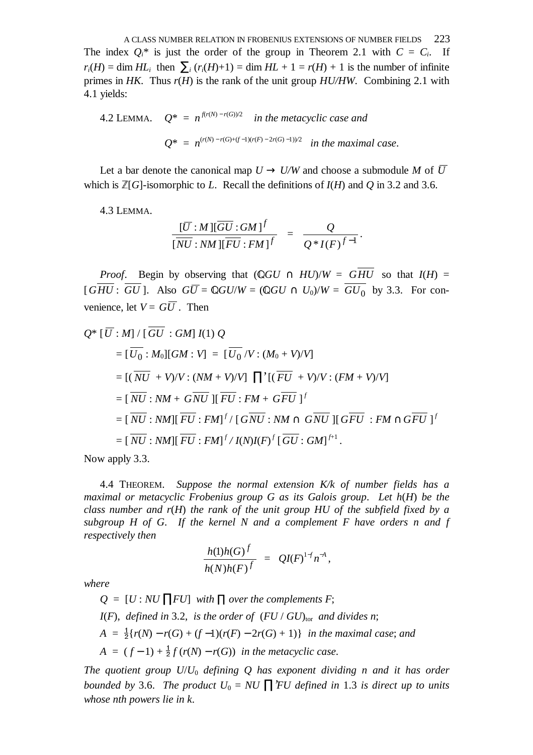The index $Q_i^*$ is just the order of the group in Theorem 2.1 with $C = C_i$. If $r_i(H) = \dim HL_i$ then $\sum_i (r_i(H)+1) = \dim HL + 1 = r(H) + 1$ is the number of infinite primes in $HK$. Thus $r(H)$ is the rank of the unit group $HU/HW$. Combining 2.1 with 4.1 yields:

4.2 LEMMA. $Q^* = n^{f(r(N)-r(G))/2}$ *in the metacyclic case and*

$$Q^* = n^{(r(N)-r(G)+(f-1)(r(F)-2r(G)-1))/2} \quad \textit{in the maximal case}.$$

Let a bar denote the canonical map $U \to U/W$ and choose a submodule $M$ of $\overline{U}$ which is $\mathbb{Z}[G]$-isomorphic to $L$. Recall the definitions of $I(H)$ and $Q$ in 3.2 and 3.6.

4.3 LEMMA.

$$\frac{[\overline{U} : M][\overline{GU} : GM]^f}{[\overline{NU} : NM][\overline{FU} : FM]^f} = \frac{Q}{Q^* I(F)^{f-1}}.$$

*Proof*. Begin by observing that $(\mathbb{Q}GU \cap HU)/W = G\overline{HU}$ so that $I(H) = [G\overline{HU} : \overline{GU}]$. Also $G\overline{U} = \mathbb{Q}GU/W = (\mathbb{Q}GU \cap U_0)/W = \overline{GU_0}$ by 3.3. For convenience, let $V = G\overline{U}$. Then

$$
\begin{aligned}
Q^* [\overline{U} : M] / [\overline{GU} : GM]\, I(1)\, Q
&= [\overline{U_0} : M_0][GM : V] = [\overline{U_0}/V : (M_0 + V)/V] \\
&= [(\overline{NU} + V)/V : (NM + V)/V] \textstyle\prod' [(\overline{FU} + V)/V : (FM + V)/V] \\
&= [\overline{NU} : NM + G\overline{NU}][\overline{FU} : FM + G\overline{FU}]^f \\
&= [\overline{NU} : NM][\overline{FU} : FM]^f / [G\overline{NU} : NM \cap G\overline{NU}][G\overline{FU} : FM \cap G\overline{FU}]^f \\
&= [\overline{NU} : NM][\overline{FU} : FM]^f / I(N) I(F)^f [\overline{GU} : GM]^{f+1}.
\end{aligned}
$$

Now apply 3.3.

4.4 THEOREM. *Suppose the normal extension $K/k$ of number fields has a maximal or metacyclic Frobenius group $G$ as its Galois group. Let $h(H)$ be the class number and $r(H)$ the rank of the unit group $HU$ of the subfield fixed by a subgroup $H$ of $G$. If the kernel $N$ and a complement $F$ have orders $n$ and $f$ respectively then*

$$\frac{h(1)h(G)^f}{h(N)h(F)^f} = Q I(F)^{1-f} n^{-A},$$

*where*

$Q = [U : NU \prod FU]$ *with* $\prod$ *over the complements* $F$;

$I(F)$, *defined in* 3.2, *is the order of* $(FU/GU)_{\mathrm{tor}}$ *and divides* $n$;

$A = \frac{1}{2}\{r(N) - r(G) + (f-1)(r(F) - 2r(G) + 1)\}$ *in the maximal case*; *and*

$A = (f-1) + \frac{1}{2} f(r(N) - r(G))$ *in the metacyclic case.*

*The quotient group $U/U_0$ defining $Q$ has exponent dividing $n$ and it has order bounded by* 3.6. *The product $U_0 = NU \prod' FU$ defined in* 1.3 *is direct up to units whose nth powers lie in $k$.*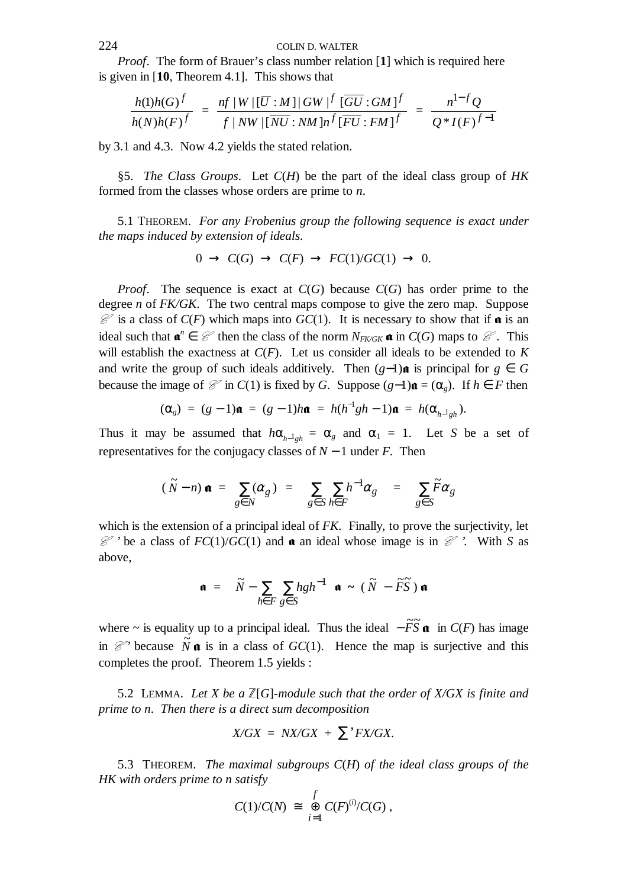*Proof*. The form of Brauer's class number relation [**1**] which is required here is given in [**10**, Theorem 4.1]. This shows that

$$\frac{h(1)h(G)^f}{h(N)h(F)^f} = \frac{nf\,|W\,|[\overline{U}:M]\,|GW\,|^f\,[\overline{GU}:GM]^f}{f\,|NW\,|[\overline{NU}:NM]n^f[\overline{FU}:FM]^f} = \frac{n^{1-f}Q}{Q^*I(F)^{f-1}}$$

by 3.1 and 4.3. Now 4.2 yields the stated relation.

§5. *The Class Groups*. Let $C(H)$ be the part of the ideal class group of $HK$ formed from the classes whose orders are prime to $n$.

5.1 THEOREM. *For any Frobenius group the following sequence is exact under the maps induced by extension of ideals.*

$$0 \to C(G) \to C(F) \to FC(1)/GC(1) \to 0.$$

*Proof*. The sequence is exact at $C(G)$ because $C(G)$ has order prime to the degree $n$ of $FK/GK$. The two central maps compose to give the zero map. Suppose $\mathscr{C}$ is a class of $C(F)$ which maps into $GC(1)$. It is necessary to show that if $\mathfrak{a}$ is an ideal such that $\mathfrak{a}^n \in \mathscr{C}$ then the class of the norm $N_{FK/GK}\,\mathfrak{a}$ in $C(G)$ maps to $\mathscr{C}$. This will establish the exactness at $C(F)$. Let us consider all ideals to be extended to $K$ and write the group of such ideals additively. Then $(g-1)\mathfrak{a}$ is principal for $g \in G$ because the image of $\mathscr{C}$ in $C(1)$ is fixed by $G$. Suppose $(g-1)\mathfrak{a} = (\alpha_g)$. If $h \in F$ then

$$(\alpha_g) = (g-1)\mathfrak{a} = (g-1)h\mathfrak{a} = h(h^{-1}gh-1)\mathfrak{a} = h(\alpha_{h^{-1}gh}).$$

Thus it may be assumed that $h\alpha_{h^{-1}gh} = \alpha_g$ and $\alpha_1 = 1$. Let $S$ be a set of representatives for the conjugacy classes of $N-1$ under $F$. Then

$$(\tilde{N}-n)\,\mathfrak{a} = \sum_{g\in N}(\alpha_g) = \sum_{g\in S}\sum_{h\in F}h^{-1}\alpha_g = \sum_{g\in S}\tilde{F}\alpha_g$$

which is the extension of a principal ideal of $FK$. Finally, to prove the surjectivity, let $\mathscr{C}'$ be a class of $FC(1)/GC(1)$ and $\mathfrak{a}$ an ideal whose image is in $\mathscr{C}'$. With $S$ as above,

$$\mathfrak{a} = \left(\tilde{N} - \sum_{h\in F}\sum_{g\in S}hgh^{-1}\right)\mathfrak{a} \sim (\tilde{N} - \tilde{F}\tilde{S})\,\mathfrak{a}$$

where $\sim$ is equality up to a principal ideal. Thus the ideal $-\tilde{F}\tilde{S}\,\mathfrak{a}$ in $C(F)$ has image in $\mathscr{C}'$ because $\tilde{N}\mathfrak{a}$ is in a class of $GC(1)$. Hence the map is surjective and this completes the proof. Theorem 1.5 yields :

5.2 LEMMA. *Let $X$ be a $\mathbb{Z}[G]$-module such that the order of $X/GX$ is finite and prime to $n$. Then there is a direct sum decomposition*

$$X/GX = NX/GX + {\sum}' FX/GX.$$

5.3 THEOREM. *The maximal subgroups $C(H)$ of the ideal class groups of the $HK$ with orders prime to $n$ satisfy*

$$C(1)/C(N) \cong \bigoplus_{i=1}^{f} C(F)^{(i)}/C(G)\,,$$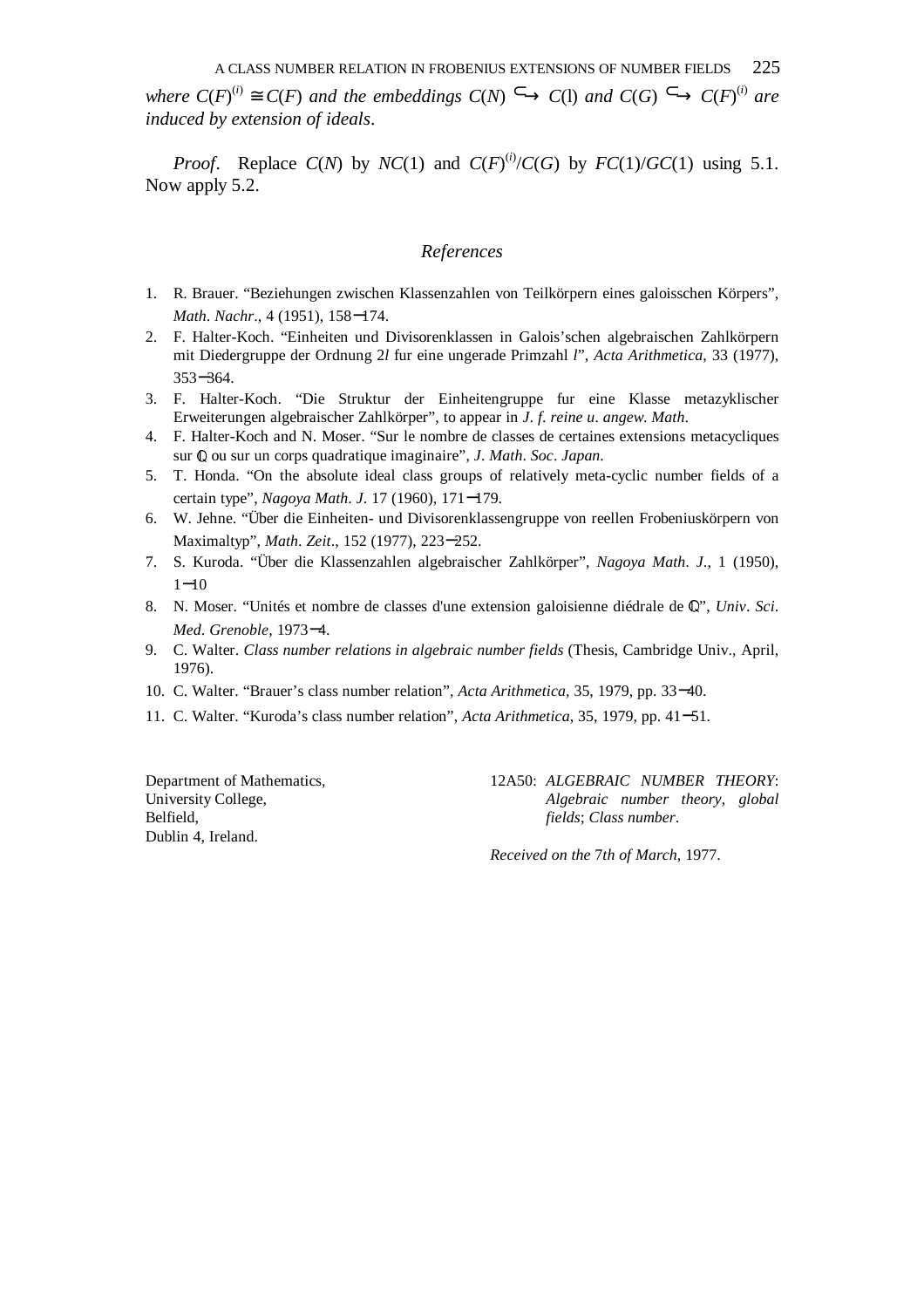*where* $C(F)^{(i)} \cong C(F)$ *and the embeddings* $C(N) \hookrightarrow C(\mathrm{l})$ *and* $C(G) \hookrightarrow C(F)^{(i)}$ *are induced by extension of ideals.*

*Proof.* Replace $C(N)$ by $NC(1)$ and $C(F)^{(i)}/C(G)$ by $FC(1)/GC(1)$ using 5.1. Now apply 5.2.

## *References*

1. R. Brauer. "Beziehungen zwischen Klassenzahlen von Teilkörpern eines galoisschen Körpers", *Math. Nachr.*, 4 (1951), 158−174.
2. F. Halter-Koch. "Einheiten und Divisorenklassen in Galois'schen algebraischen Zahlkörpern mit Diedergruppe der Ordnung 2*l* fur eine ungerade Primzahl *l*", *Acta Arithmetica*, 33 (1977), 353−364.
3. F. Halter-Koch. "Die Struktur der Einheitengruppe fur eine Klasse metazyklischer Erweiterungen algebraischer Zahlkörper", to appear in *J. f. reine u. angew. Math*.
4. F. Halter-Koch and N. Moser. "Sur le nombre de classes de certaines extensions metacycliques sur $\mathbb{Q}$ ou sur un corps quadratique imaginaire", *J. Math. Soc. Japan*.
5. T. Honda. "On the absolute ideal class groups of relatively meta-cyclic number fields of a certain type", *Nagoya Math. J*. 17 (1960), 171−179.
6. W. Jehne. "Über die Einheiten- und Divisorenklassengruppe von reellen Frobeniuskörpern von Maximaltyp", *Math. Zeit*., 152 (1977), 223−252.
7. S. Kuroda. "Über die Klassenzahlen algebraischer Zahlkörper", *Nagoya Math. J*., 1 (1950), 1−10
8. N. Moser. "Unités et nombre de classes d'une extension galoisienne diédrale de $\mathbb{Q}$", *Univ. Sci. Med. Grenoble*, 1973−4.
9. C. Walter. *Class number relations in algebraic number fields* (Thesis, Cambridge Univ., April, 1976).
10. C. Walter. "Brauer's class number relation", *Acta Arithmetica*, 35, 1979, pp. 33−40.
11. C. Walter. "Kuroda's class number relation", *Acta Arithmetica*, 35, 1979, pp. 41−51.

Department of Mathematics,
University College,
Belfield,
Dublin 4, Ireland.

12A50: *ALGEBRAIC NUMBER THEORY*: *Algebraic number theory*, *global fields*; *Class number*.

*Received on the* 7*th of March*, 1977.